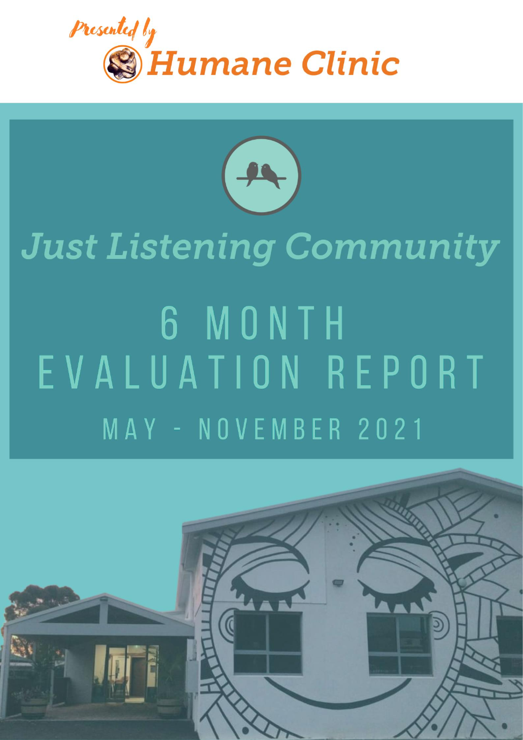*Presented by* Humane Clinic

# Just Listening Community

# 6 MONTH EVALUATION REPORT

## MAY - NOVEMBER 2021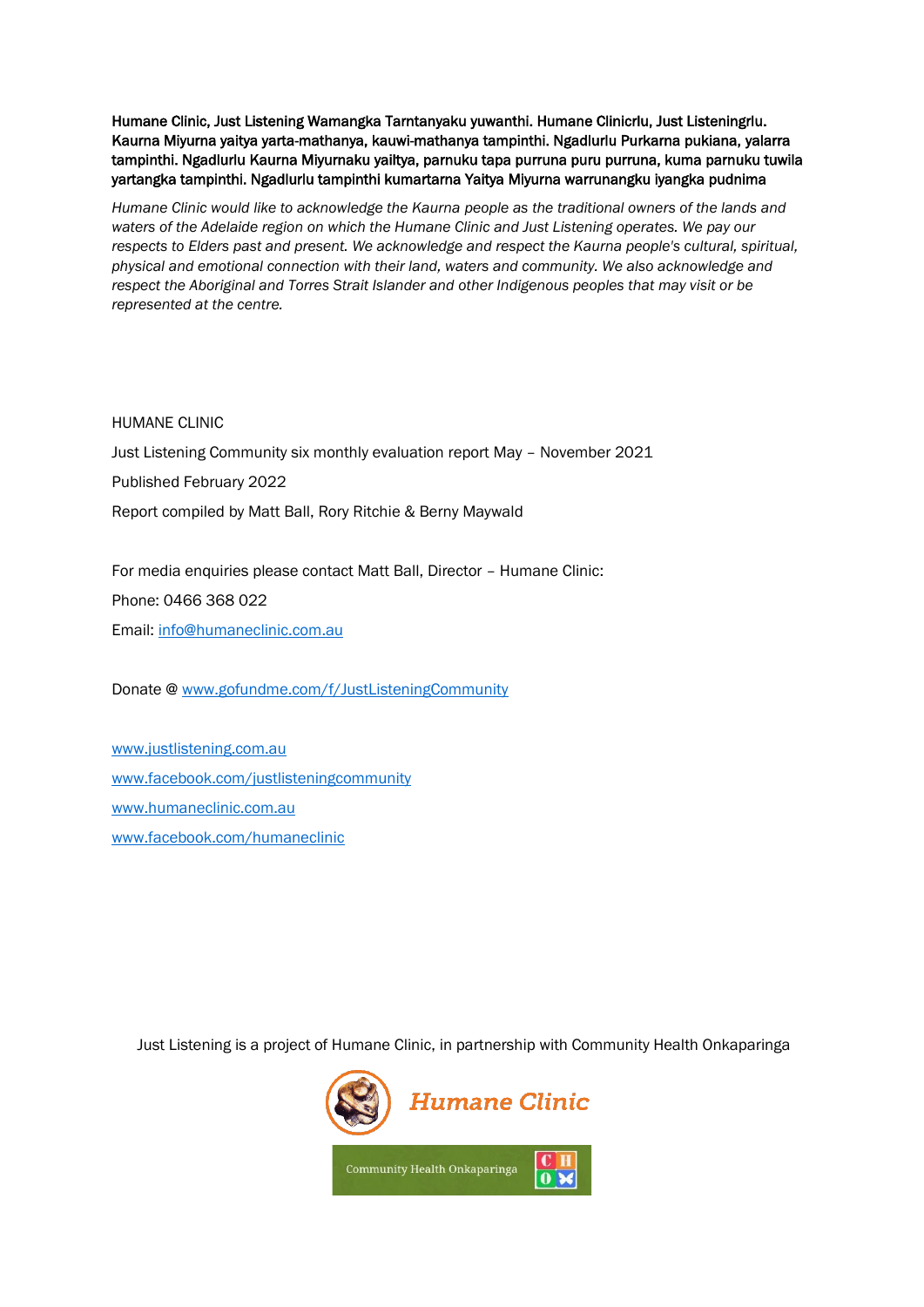**Humane Clinic, Just Listening Wamangka Tarntanyaku yuwanthi. Humane Clinicrlu, Just Listeningrlu. Kaurna Miyurna yaitya yarta-mathanya, kauwi-mathanya tampinthi. Ngadlurlu Purkarna pukiana, yalarra tampinthi. Ngadlurlu Kaurna Miyurnaku yailtya, parnuku tapa purruna puru purruna, kuma parnuku tuwila yartangka tampinthi. Ngadlurlu tampinthi kumartarna Yaitya Miyurna warrunangku iyangka pudnima**

*Humane Clinic would like to acknowledge the Kaurna people as the traditional owners of the lands and waters of the Adelaide region on which the Humane Clinic and Just Listening operates. We pay our respects to Elders past and present. We acknowledge and respect the Kaurna people's cultural, spiritual, physical and emotional connection with their land, waters and community. We also acknowledge and respect the Aboriginal and Torres Strait Islander and other Indigenous peoples that may visit or be represented at the centre.*

HUMANE CLINIC

Just Listening Community six monthly evaluation report May – November 2021

Published February 2022

Report compiled by Matt Ball, Rory Ritchie & Berny Maywald

For media enquiries please contact Matt Ball, Director – Humane Clinic:

Phone: 0466 368 022

Email: info@humaneclinic.com.au

Donate @ www.gofundme.com/f/JustListeningCommunity

www.justlistening.com.au

www.facebook.com/justlisteningcommunity

www.humaneclinic.com.au

www.facebook.com/humaneclinic

Just Listening is a project of Humane Clinic, in partnership with Community Health Onkaparinga

Humane Clinic

Community Health Onkaparinga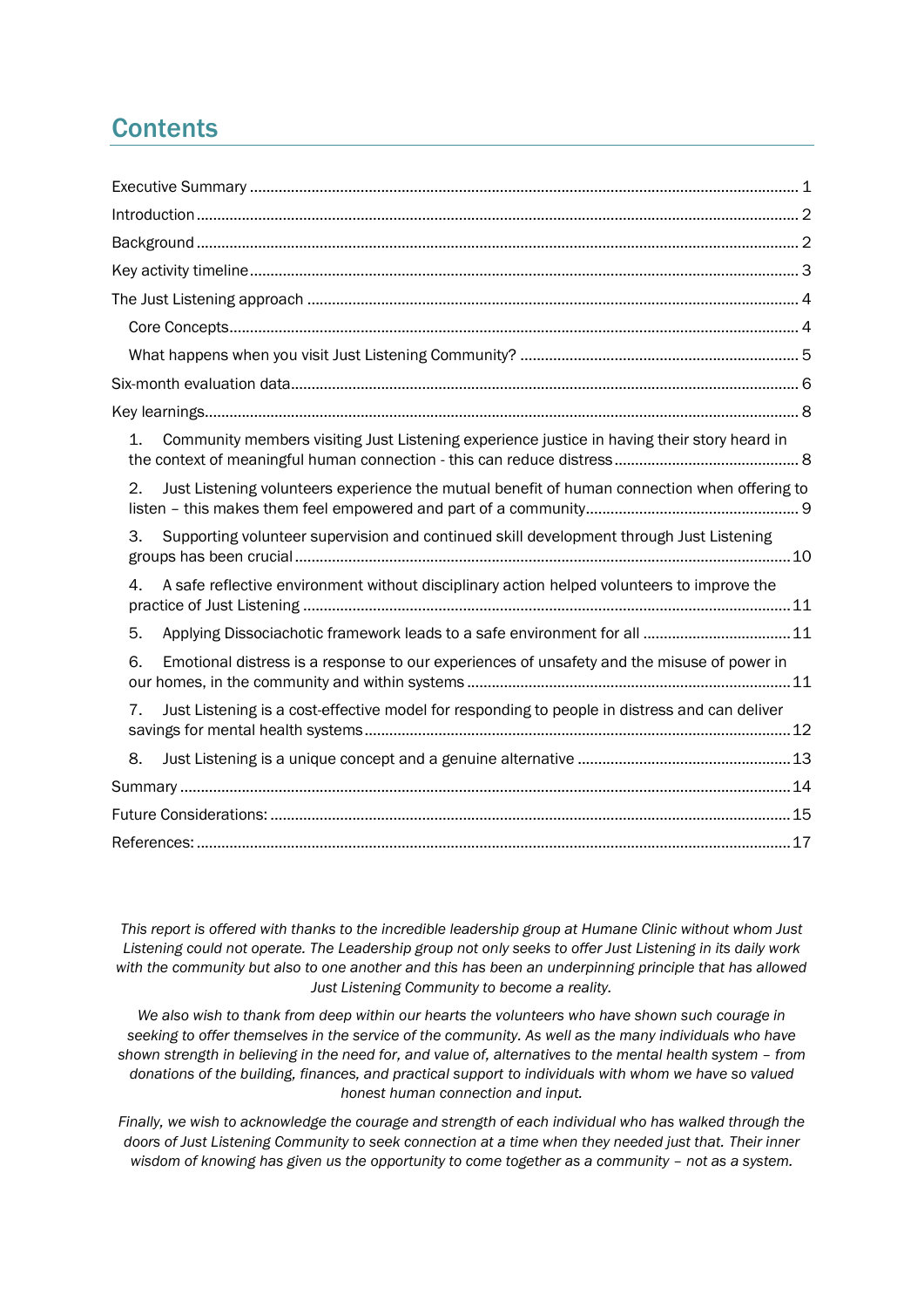# Contents

- Executive Summary ..... 1
- Introduction ..... 2
- Background ..... 2
- Key activity timeline ..... 3
- The Just Listening approach ..... 4
  - Core Concepts ..... 4
  - What happens when you visit Just Listening Community? ..... 5
- Six-month evaluation data ..... 6
- Key learnings ..... 8
  1. Community members visiting Just Listening experience justice in having their story heard in the context of meaningful human connection - this can reduce distress ..... 8
  2. Just Listening volunteers experience the mutual benefit of human connection when offering to listen – this makes them feel empowered and part of a community ..... 9
  3. Supporting volunteer supervision and continued skill development through Just Listening groups has been crucial ..... 10
  4. A safe reflective environment without disciplinary action helped volunteers to improve the practice of Just Listening ..... 11
  5. Applying Dissociachotic framework leads to a safe environment for all ..... 11
  6. Emotional distress is a response to our experiences of unsafety and the misuse of power in our homes, in the community and within systems ..... 11
  7. Just Listening is a cost-effective model for responding to people in distress and can deliver savings for mental health systems ..... 12
  8. Just Listening is a unique concept and a genuine alternative ..... 13
- Summary ..... 14
- Future Considerations: ..... 15
- References: ..... 17

*This report is offered with thanks to the incredible leadership group at Humane Clinic without whom Just Listening could not operate. The Leadership group not only seeks to offer Just Listening in its daily work with the community but also to one another and this has been an underpinning principle that has allowed Just Listening Community to become a reality.*

*We also wish to thank from deep within our hearts the volunteers who have shown such courage in seeking to offer themselves in the service of the community. As well as the many individuals who have shown strength in believing in the need for, and value of, alternatives to the mental health system – from donations of the building, finances, and practical support to individuals with whom we have so valued honest human connection and input.*

*Finally, we wish to acknowledge the courage and strength of each individual who has walked through the doors of Just Listening Community to seek connection at a time when they needed just that. Their inner wisdom of knowing has given us the opportunity to come together as a community – not as a system.*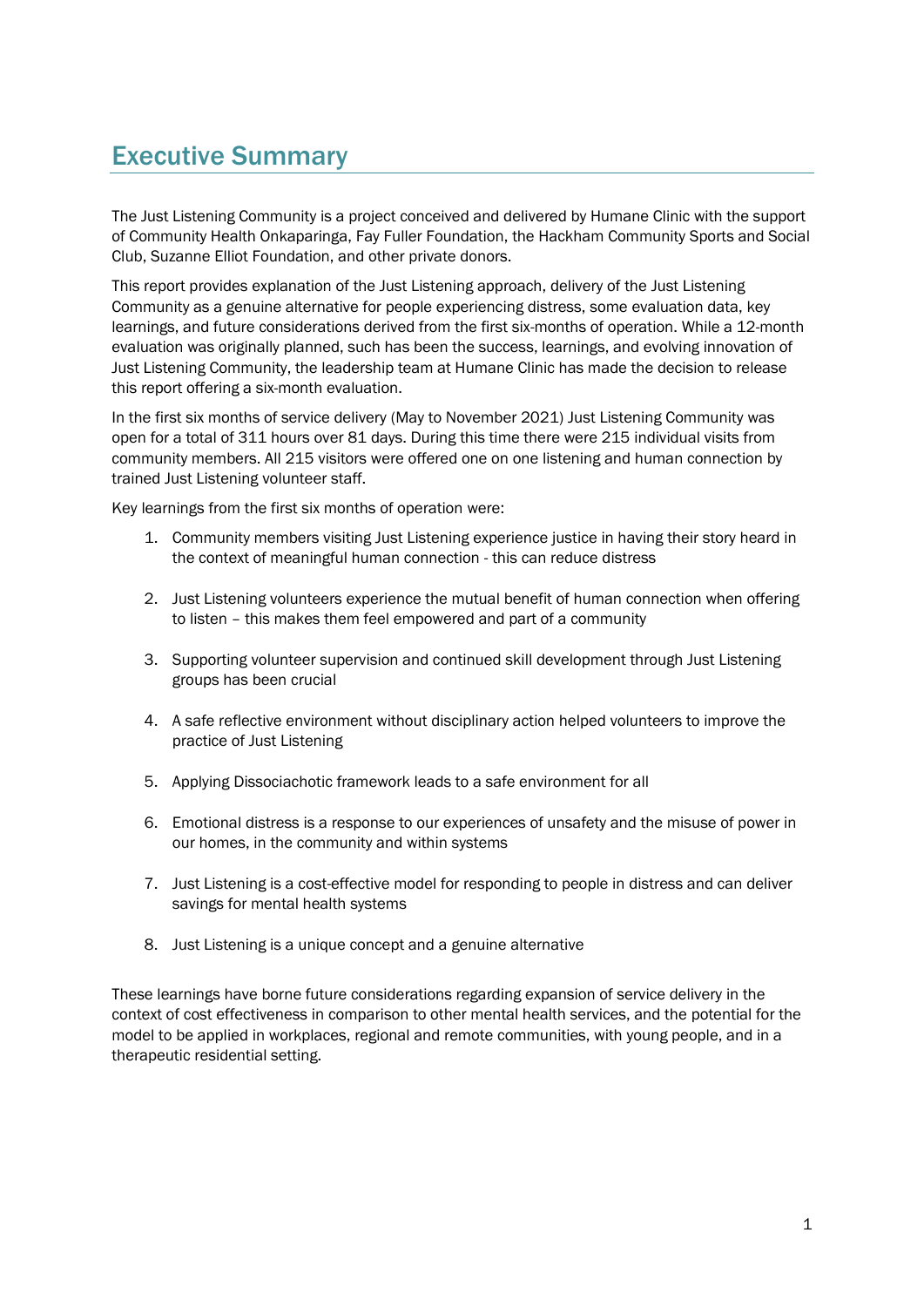# Executive Summary

The Just Listening Community is a project conceived and delivered by Humane Clinic with the support of Community Health Onkaparinga, Fay Fuller Foundation, the Hackham Community Sports and Social Club, Suzanne Elliot Foundation, and other private donors.

This report provides explanation of the Just Listening approach, delivery of the Just Listening Community as a genuine alternative for people experiencing distress, some evaluation data, key learnings, and future considerations derived from the first six-months of operation. While a 12-month evaluation was originally planned, such has been the success, learnings, and evolving innovation of Just Listening Community, the leadership team at Humane Clinic has made the decision to release this report offering a six-month evaluation.

In the first six months of service delivery (May to November 2021) Just Listening Community was open for a total of 311 hours over 81 days. During this time there were 215 individual visits from community members. All 215 visitors were offered one on one listening and human connection by trained Just Listening volunteer staff.

Key learnings from the first six months of operation were:

1. Community members visiting Just Listening experience justice in having their story heard in the context of meaningful human connection - this can reduce distress

2. Just Listening volunteers experience the mutual benefit of human connection when offering to listen – this makes them feel empowered and part of a community

3. Supporting volunteer supervision and continued skill development through Just Listening groups has been crucial

4. A safe reflective environment without disciplinary action helped volunteers to improve the practice of Just Listening

5. Applying Dissociachotic framework leads to a safe environment for all

6. Emotional distress is a response to our experiences of unsafety and the misuse of power in our homes, in the community and within systems

7. Just Listening is a cost-effective model for responding to people in distress and can deliver savings for mental health systems

8. Just Listening is a unique concept and a genuine alternative

These learnings have borne future considerations regarding expansion of service delivery in the context of cost effectiveness in comparison to other mental health services, and the potential for the model to be applied in workplaces, regional and remote communities, with young people, and in a therapeutic residential setting.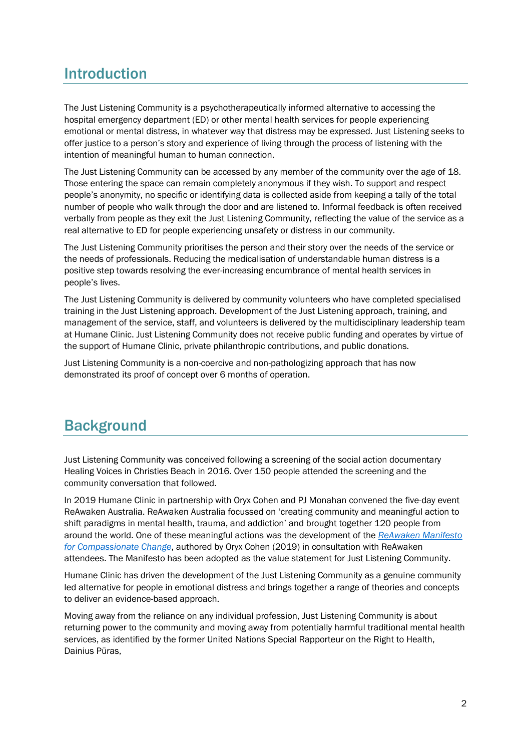## Introduction

The Just Listening Community is a psychotherapeutically informed alternative to accessing the hospital emergency department (ED) or other mental health services for people experiencing emotional or mental distress, in whatever way that distress may be expressed. Just Listening seeks to offer justice to a person's story and experience of living through the process of listening with the intention of meaningful human to human connection.

The Just Listening Community can be accessed by any member of the community over the age of 18. Those entering the space can remain completely anonymous if they wish. To support and respect people's anonymity, no specific or identifying data is collected aside from keeping a tally of the total number of people who walk through the door and are listened to. Informal feedback is often received verbally from people as they exit the Just Listening Community, reflecting the value of the service as a real alternative to ED for people experiencing unsafety or distress in our community.

The Just Listening Community prioritises the person and their story over the needs of the service or the needs of professionals. Reducing the medicalisation of understandable human distress is a positive step towards resolving the ever-increasing encumbrance of mental health services in people's lives.

The Just Listening Community is delivered by community volunteers who have completed specialised training in the Just Listening approach. Development of the Just Listening approach, training, and management of the service, staff, and volunteers is delivered by the multidisciplinary leadership team at Humane Clinic. Just Listening Community does not receive public funding and operates by virtue of the support of Humane Clinic, private philanthropic contributions, and public donations.

Just Listening Community is a non-coercive and non-pathologizing approach that has now demonstrated its proof of concept over 6 months of operation.

## Background

Just Listening Community was conceived following a screening of the social action documentary Healing Voices in Christies Beach in 2016. Over 150 people attended the screening and the community conversation that followed.

In 2019 Humane Clinic in partnership with Oryx Cohen and PJ Monahan convened the five-day event ReAwaken Australia. ReAwaken Australia focussed on 'creating community and meaningful action to shift paradigms in mental health, trauma, and addiction' and brought together 120 people from around the world. One of these meaningful actions was the development of the *ReAwaken Manifesto for Compassionate Change*, authored by Oryx Cohen (2019) in consultation with ReAwaken attendees. The Manifesto has been adopted as the value statement for Just Listening Community.

Humane Clinic has driven the development of the Just Listening Community as a genuine community led alternative for people in emotional distress and brings together a range of theories and concepts to deliver an evidence-based approach.

Moving away from the reliance on any individual profession, Just Listening Community is about returning power to the community and moving away from potentially harmful traditional mental health services, as identified by the former United Nations Special Rapporteur on the Right to Health, Dainius Pūras,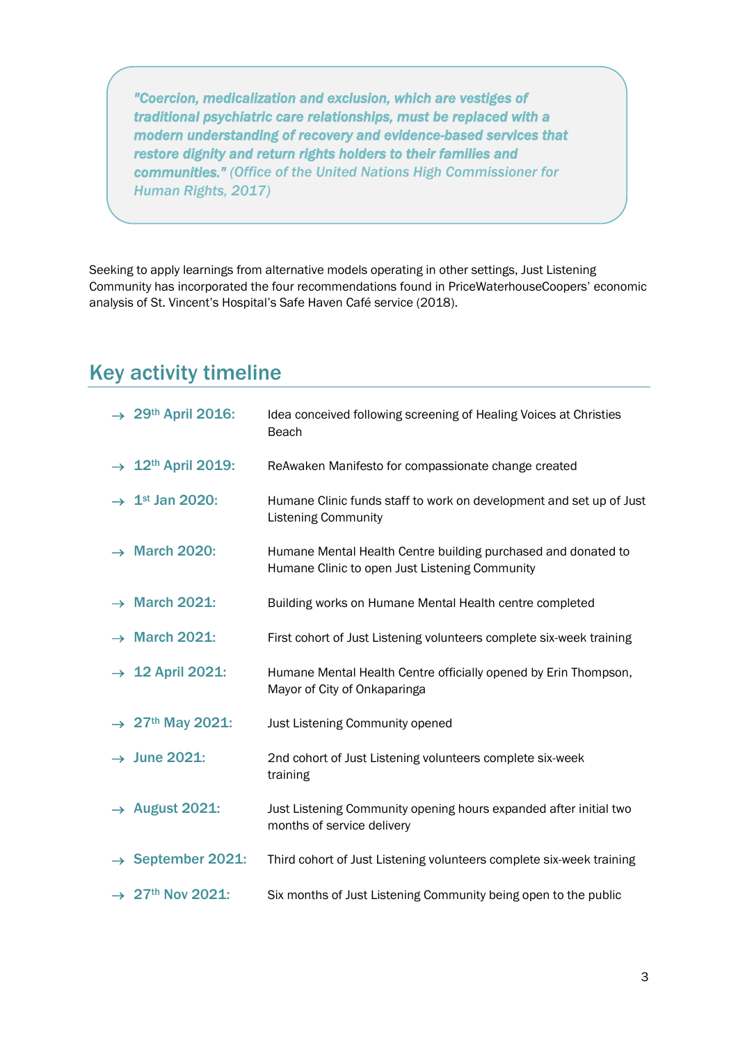> ***"Coercion, medicalization and exclusion, which are vestiges of traditional psychiatric care relationships, must be replaced with a modern understanding of recovery and evidence-based services that restore dignity and return rights holders to their families and communities."*** *(Office of the United Nations High Commissioner for Human Rights, 2017)*

Seeking to apply learnings from alternative models operating in other settings, Just Listening Community has incorporated the four recommendations found in PriceWaterhouseCoopers' economic analysis of St. Vincent's Hospital's Safe Haven Café service (2018).

## Key activity timeline

- **29th April 2016:** Idea conceived following screening of Healing Voices at Christies Beach
- **12th April 2019:** ReAwaken Manifesto for compassionate change created
- **1st Jan 2020:** Humane Clinic funds staff to work on development and set up of Just Listening Community
- **March 2020:** Humane Mental Health Centre building purchased and donated to Humane Clinic to open Just Listening Community
- **March 2021:** Building works on Humane Mental Health centre completed
- **March 2021:** First cohort of Just Listening volunteers complete six-week training
- **12 April 2021:** Humane Mental Health Centre officially opened by Erin Thompson, Mayor of City of Onkaparinga
- **27th May 2021:** Just Listening Community opened
- **June 2021:** 2nd cohort of Just Listening volunteers complete six-week training
- **August 2021:** Just Listening Community opening hours expanded after initial two months of service delivery
- **September 2021:** Third cohort of Just Listening volunteers complete six-week training
- **27th Nov 2021:** Six months of Just Listening Community being open to the public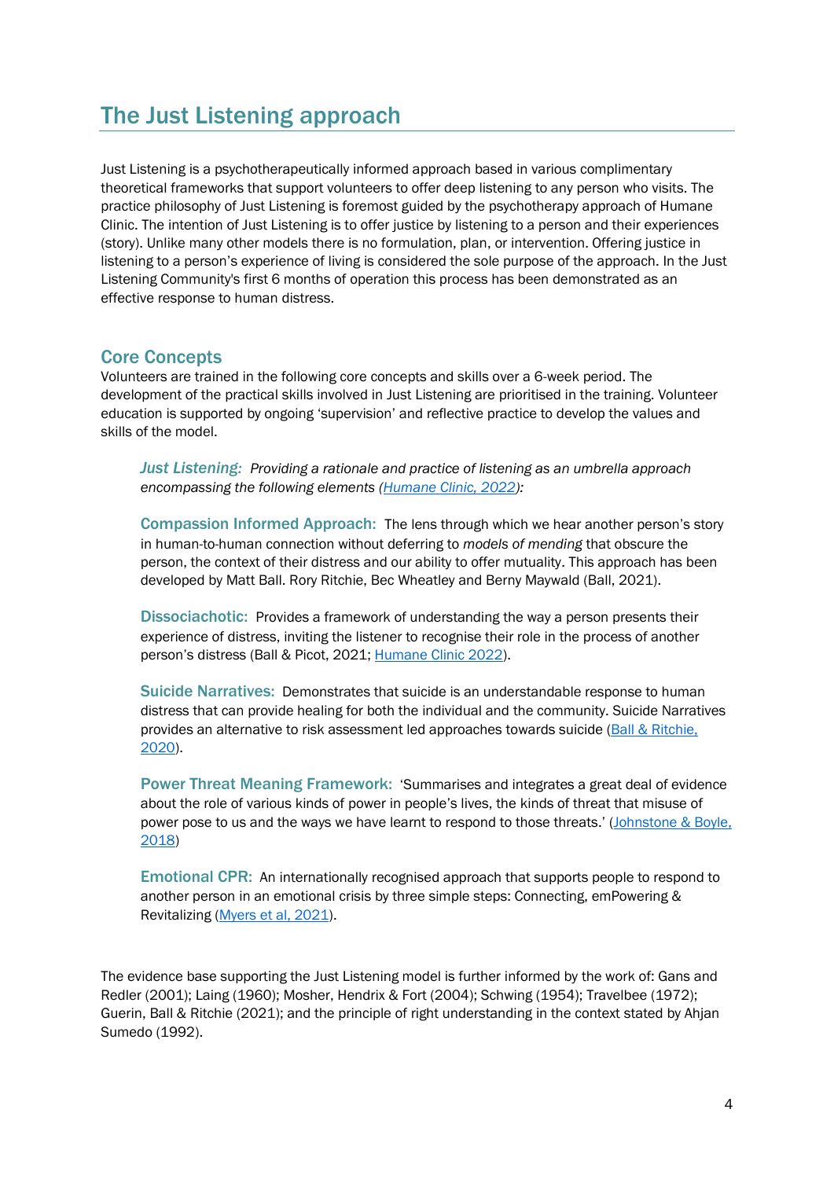## The Just Listening approach

Just Listening is a psychotherapeutically informed approach based in various complimentary theoretical frameworks that support volunteers to offer deep listening to any person who visits. The practice philosophy of Just Listening is foremost guided by the psychotherapy approach of Humane Clinic. The intention of Just Listening is to offer justice by listening to a person and their experiences (story). Unlike many other models there is no formulation, plan, or intervention. Offering justice in listening to a person's experience of living is considered the sole purpose of the approach. In the Just Listening Community's first 6 months of operation this process has been demonstrated as an effective response to human distress.

### Core Concepts

Volunteers are trained in the following core concepts and skills over a 6-week period. The development of the practical skills involved in Just Listening are prioritised in the training. Volunteer education is supported by ongoing 'supervision' and reflective practice to develop the values and skills of the model.

***Just Listening:*** *Providing a rationale and practice of listening as an umbrella approach encompassing the following elements (Humane Clinic, 2022):*

**Compassion Informed Approach:** The lens through which we hear another person's story in human-to-human connection without deferring to *models of mending* that obscure the person, the context of their distress and our ability to offer mutuality. This approach has been developed by Matt Ball. Rory Ritchie, Bec Wheatley and Berny Maywald (Ball, 2021).

**Dissociachotic:** Provides a framework of understanding the way a person presents their experience of distress, inviting the listener to recognise their role in the process of another person's distress (Ball & Picot, 2021; Humane Clinic 2022).

**Suicide Narratives:** Demonstrates that suicide is an understandable response to human distress that can provide healing for both the individual and the community. Suicide Narratives provides an alternative to risk assessment led approaches towards suicide (Ball & Ritchie, 2020).

**Power Threat Meaning Framework:** 'Summarises and integrates a great deal of evidence about the role of various kinds of power in people's lives, the kinds of threat that misuse of power pose to us and the ways we have learnt to respond to those threats.' (Johnstone & Boyle, 2018)

**Emotional CPR:** An internationally recognised approach that supports people to respond to another person in an emotional crisis by three simple steps: Connecting, emPowering & Revitalizing (Myers et al, 2021).

The evidence base supporting the Just Listening model is further informed by the work of: Gans and Redler (2001); Laing (1960); Mosher, Hendrix & Fort (2004); Schwing (1954); Travelbee (1972); Guerin, Ball & Ritchie (2021); and the principle of right understanding in the context stated by Ahjan Sumedo (1992).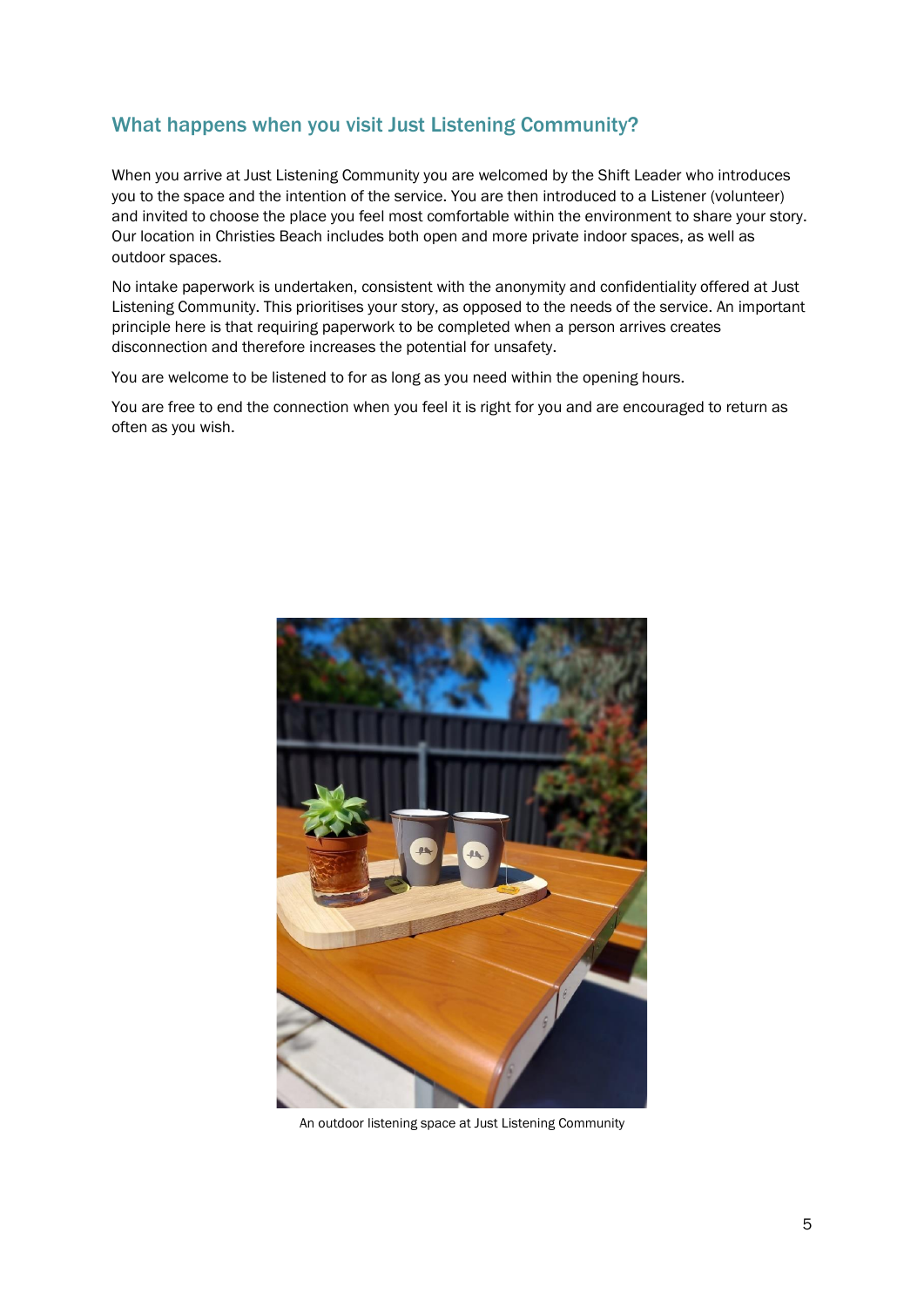## What happens when you visit Just Listening Community?

When you arrive at Just Listening Community you are welcomed by the Shift Leader who introduces you to the space and the intention of the service. You are then introduced to a Listener (volunteer) and invited to choose the place you feel most comfortable within the environment to share your story. Our location in Christies Beach includes both open and more private indoor spaces, as well as outdoor spaces.

No intake paperwork is undertaken, consistent with the anonymity and confidentiality offered at Just Listening Community. This prioritises your story, as opposed to the needs of the service. An important principle here is that requiring paperwork to be completed when a person arrives creates disconnection and therefore increases the potential for unsafety.

You are welcome to be listened to for as long as you need within the opening hours.

You are free to end the connection when you feel it is right for you and are encouraged to return as often as you wish.

An outdoor listening space at Just Listening Community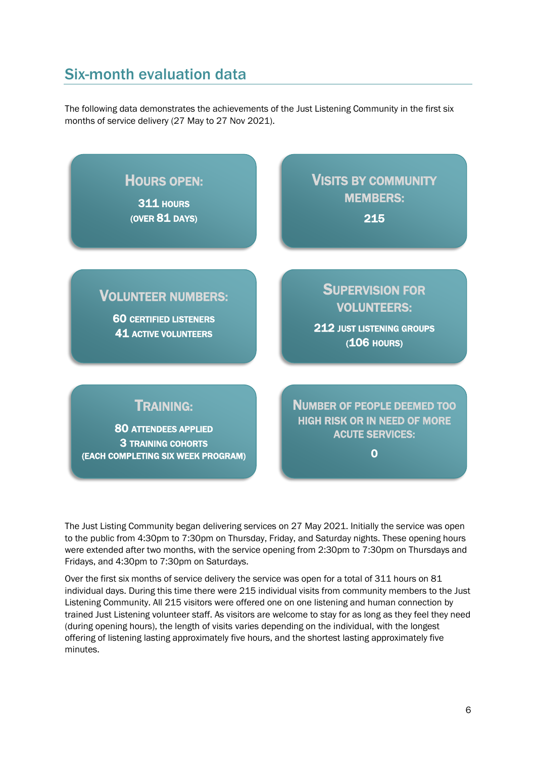## Six-month evaluation data

The following data demonstrates the achievements of the Just Listening Community in the first six months of service delivery (27 May to 27 Nov 2021).

**Hours open:**
311 hours
(over 81 days)

**Visits by community members:**
215

**Volunteer numbers:**
60 certified listeners
41 active volunteers

**Supervision for volunteers:**
212 Just Listening groups
(106 hours)

**Training:**
80 attendees applied
3 training cohorts
(each completing six week program)

**Number of people deemed too high risk or in need of more acute services:**
0

The Just Listing Community began delivering services on 27 May 2021. Initially the service was open to the public from 4:30pm to 7:30pm on Thursday, Friday, and Saturday nights. These opening hours were extended after two months, with the service opening from 2:30pm to 7:30pm on Thursdays and Fridays, and 4:30pm to 7:30pm on Saturdays.

Over the first six months of service delivery the service was open for a total of 311 hours on 81 individual days. During this time there were 215 individual visits from community members to the Just Listening Community. All 215 visitors were offered one on one listening and human connection by trained Just Listening volunteer staff. As visitors are welcome to stay for as long as they feel they need (during opening hours), the length of visits varies depending on the individual, with the longest offering of listening lasting approximately five hours, and the shortest lasting approximately five minutes.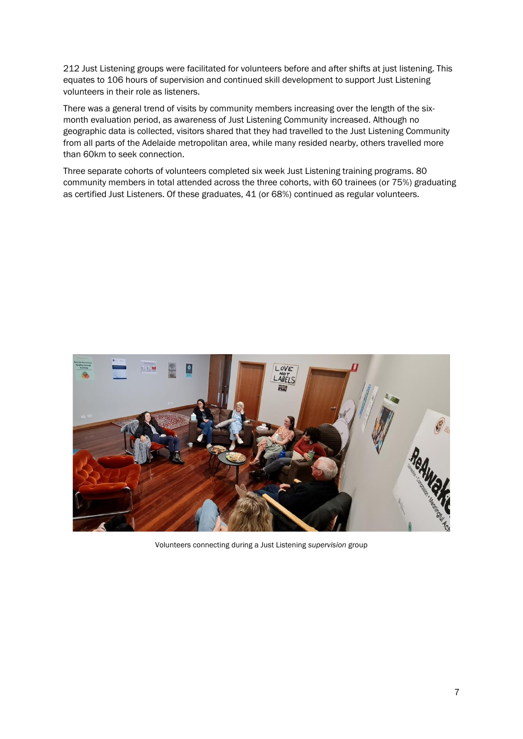212 Just Listening groups were facilitated for volunteers before and after shifts at just listening. This equates to 106 hours of supervision and continued skill development to support Just Listening volunteers in their role as listeners.

There was a general trend of visits by community members increasing over the length of the six-month evaluation period, as awareness of Just Listening Community increased. Although no geographic data is collected, visitors shared that they had travelled to the Just Listening Community from all parts of the Adelaide metropolitan area, while many resided nearby, others travelled more than 60km to seek connection.

Three separate cohorts of volunteers completed six week Just Listening training programs. 80 community members in total attended across the three cohorts, with 60 trainees (or 75%) graduating as certified Just Listeners. Of these graduates, 41 (or 68%) continued as regular volunteers.

Volunteers connecting during a Just Listening *supervision* group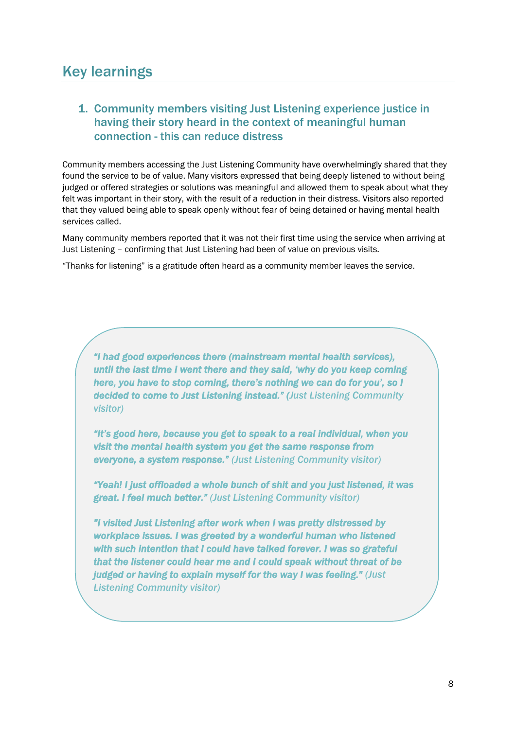## Key learnings

### 1. Community members visiting Just Listening experience justice in having their story heard in the context of meaningful human connection - this can reduce distress

Community members accessing the Just Listening Community have overwhelmingly shared that they found the service to be of value. Many visitors expressed that being deeply listened to without being judged or offered strategies or solutions was meaningful and allowed them to speak about what they felt was important in their story, with the result of a reduction in their distress. Visitors also reported that they valued being able to speak openly without fear of being detained or having mental health services called.

Many community members reported that it was not their first time using the service when arriving at Just Listening – confirming that Just Listening had been of value on previous visits.

"Thanks for listening" is a gratitude often heard as a community member leaves the service.

> ***"I had good experiences there (mainstream mental health services), until the last time I went there and they said, 'why do you keep coming here, you have to stop coming, there's nothing we can do for you', so I decided to come to Just Listening instead."*** *(Just Listening Community visitor)*
>
> ***"It's good here, because you get to speak to a real individual, when you visit the mental health system you get the same response from everyone, a system response."*** *(Just Listening Community visitor)*
>
> ***"Yeah! I just offloaded a whole bunch of shit and you just listened, it was great. I feel much better."*** *(Just Listening Community visitor)*
>
> ***"I visited Just Listening after work when I was pretty distressed by workplace issues. I was greeted by a wonderful human who listened with such intention that I could have talked forever. I was so grateful that the listener could hear me and I could speak without threat of be judged or having to explain myself for the way I was feeling."*** *(Just Listening Community visitor)*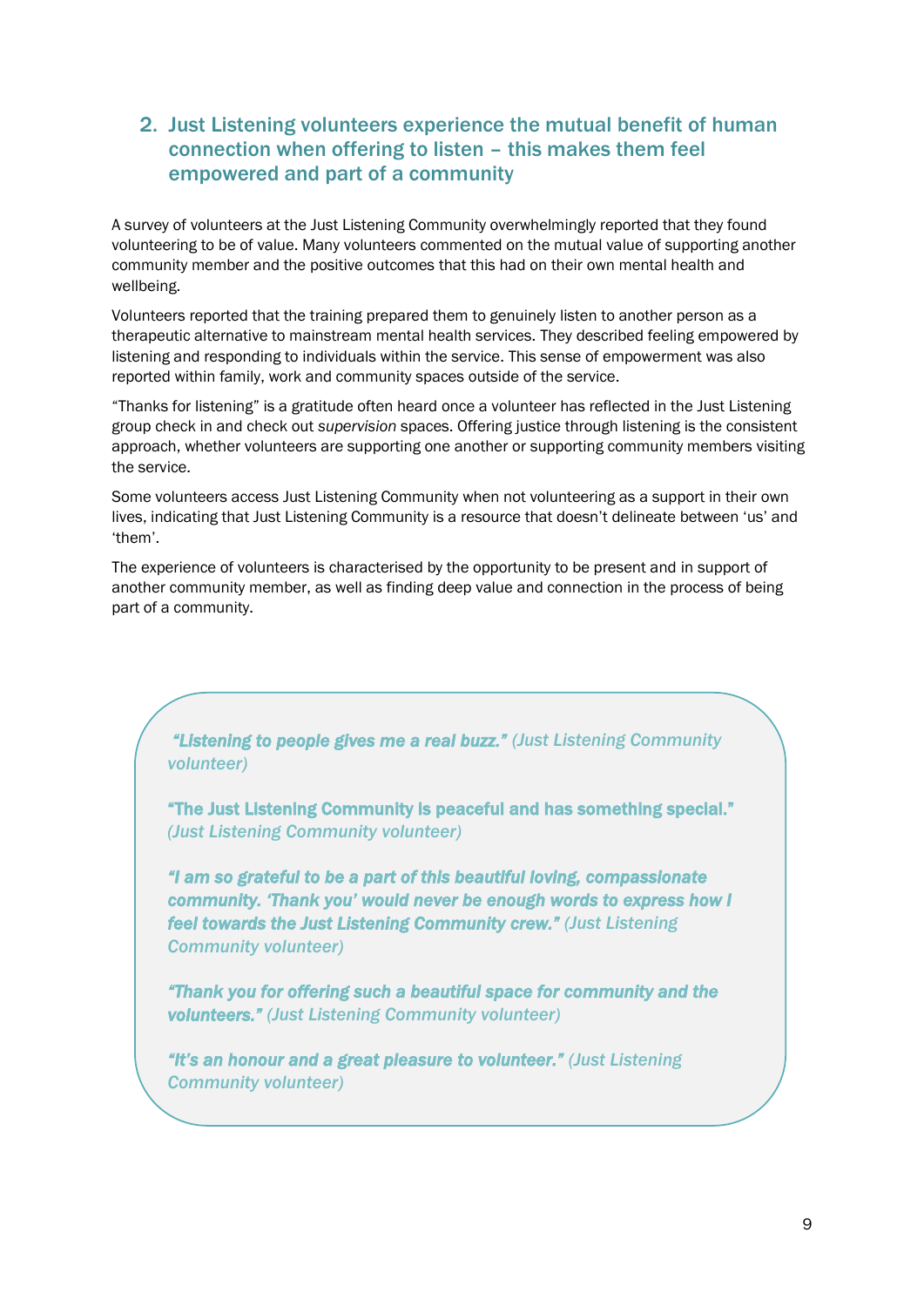## 2. Just Listening volunteers experience the mutual benefit of human connection when offering to listen – this makes them feel empowered and part of a community

A survey of volunteers at the Just Listening Community overwhelmingly reported that they found volunteering to be of value. Many volunteers commented on the mutual value of supporting another community member and the positive outcomes that this had on their own mental health and wellbeing.

Volunteers reported that the training prepared them to genuinely listen to another person as a therapeutic alternative to mainstream mental health services. They described feeling empowered by listening and responding to individuals within the service. This sense of empowerment was also reported within family, work and community spaces outside of the service.

"Thanks for listening" is a gratitude often heard once a volunteer has reflected in the Just Listening group check in and check out *supervision* spaces. Offering justice through listening is the consistent approach, whether volunteers are supporting one another or supporting community members visiting the service.

Some volunteers access Just Listening Community when not volunteering as a support in their own lives, indicating that Just Listening Community is a resource that doesn't delineate between 'us' and 'them'.

The experience of volunteers is characterised by the opportunity to be present and in support of another community member, as well as finding deep value and connection in the process of being part of a community.

> ***"Listening to people gives me a real buzz."*** *(Just Listening Community volunteer)*
>
> **"The Just Listening Community is peaceful and has something special."** *(Just Listening Community volunteer)*
>
> ***"I am so grateful to be a part of this beautiful loving, compassionate community. 'Thank you' would never be enough words to express how I feel towards the Just Listening Community crew."*** *(Just Listening Community volunteer)*
>
> ***"Thank you for offering such a beautiful space for community and the volunteers."*** *(Just Listening Community volunteer)*
>
> ***"It's an honour and a great pleasure to volunteer."*** *(Just Listening Community volunteer)*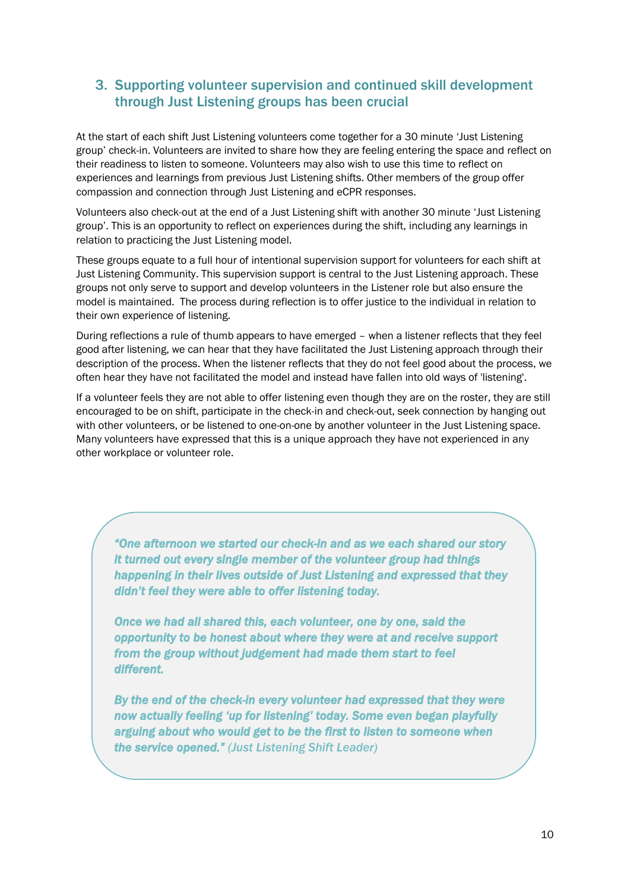## 3. Supporting volunteer supervision and continued skill development through Just Listening groups has been crucial

At the start of each shift Just Listening volunteers come together for a 30 minute 'Just Listening group' check-in. Volunteers are invited to share how they are feeling entering the space and reflect on their readiness to listen to someone. Volunteers may also wish to use this time to reflect on experiences and learnings from previous Just Listening shifts. Other members of the group offer compassion and connection through Just Listening and eCPR responses.

Volunteers also check-out at the end of a Just Listening shift with another 30 minute 'Just Listening group'. This is an opportunity to reflect on experiences during the shift, including any learnings in relation to practicing the Just Listening model.

These groups equate to a full hour of intentional supervision support for volunteers for each shift at Just Listening Community. This supervision support is central to the Just Listening approach. These groups not only serve to support and develop volunteers in the Listener role but also ensure the model is maintained. The process during reflection is to offer justice to the individual in relation to their own experience of listening.

During reflections a rule of thumb appears to have emerged – when a listener reflects that they feel good after listening, we can hear that they have facilitated the Just Listening approach through their description of the process. When the listener reflects that they do not feel good about the process, we often hear they have not facilitated the model and instead have fallen into old ways of 'listening'.

If a volunteer feels they are not able to offer listening even though they are on the roster, they are still encouraged to be on shift, participate in the check-in and check-out, seek connection by hanging out with other volunteers, or be listened to one-on-one by another volunteer in the Just Listening space. Many volunteers have expressed that this is a unique approach they have not experienced in any other workplace or volunteer role.

> ***"One afternoon we started our check-in and as we each shared our story it turned out every single member of the volunteer group had things happening in their lives outside of Just Listening and expressed that they didn't feel they were able to offer listening today.***
>
> ***Once we had all shared this, each volunteer, one by one, said the opportunity to be honest about where they were at and receive support from the group without judgement had made them start to feel different.***
>
> ***By the end of the check-in every volunteer had expressed that they were now actually feeling 'up for listening' today. Some even began playfully arguing about who would get to be the first to listen to someone when the service opened."*** *(Just Listening Shift Leader)*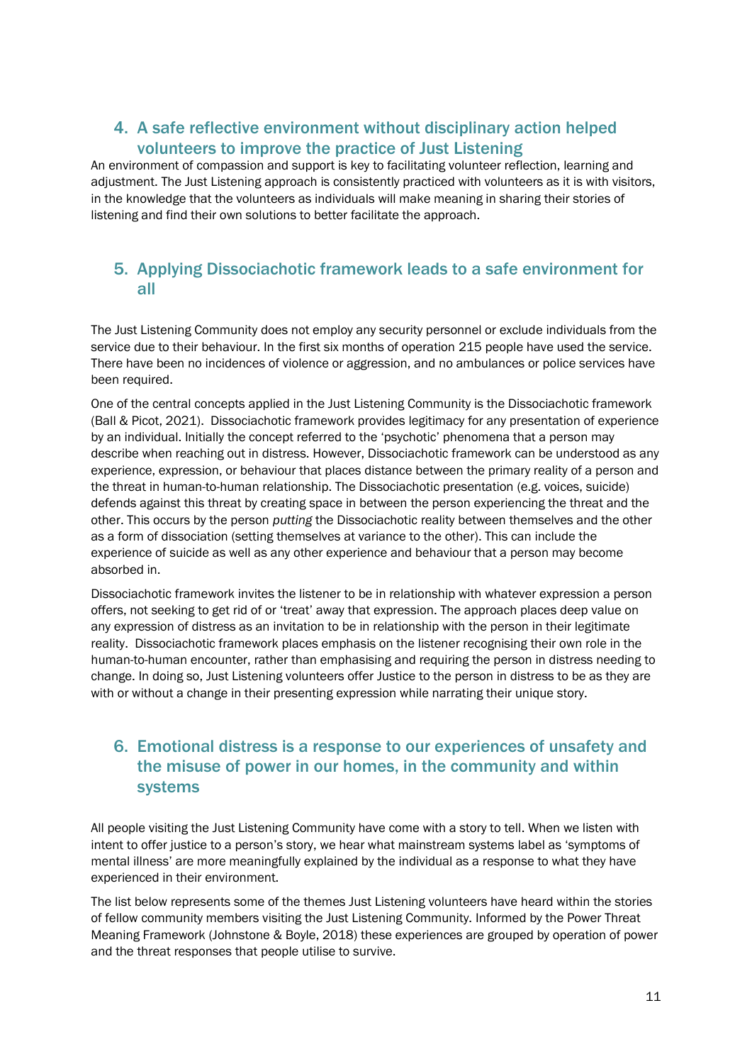## 4. A safe reflective environment without disciplinary action helped volunteers to improve the practice of Just Listening

An environment of compassion and support is key to facilitating volunteer reflection, learning and adjustment. The Just Listening approach is consistently practiced with volunteers as it is with visitors, in the knowledge that the volunteers as individuals will make meaning in sharing their stories of listening and find their own solutions to better facilitate the approach.

## 5. Applying Dissociachotic framework leads to a safe environment for all

The Just Listening Community does not employ any security personnel or exclude individuals from the service due to their behaviour. In the first six months of operation 215 people have used the service. There have been no incidences of violence or aggression, and no ambulances or police services have been required.

One of the central concepts applied in the Just Listening Community is the Dissociachotic framework (Ball & Picot, 2021). Dissociachotic framework provides legitimacy for any presentation of experience by an individual. Initially the concept referred to the 'psychotic' phenomena that a person may describe when reaching out in distress. However, Dissociachotic framework can be understood as any experience, expression, or behaviour that places distance between the primary reality of a person and the threat in human-to-human relationship. The Dissociachotic presentation (e.g. voices, suicide) defends against this threat by creating space in between the person experiencing the threat and the other. This occurs by the person *putting* the Dissociachotic reality between themselves and the other as a form of dissociation (setting themselves at variance to the other). This can include the experience of suicide as well as any other experience and behaviour that a person may become absorbed in.

Dissociachotic framework invites the listener to be in relationship with whatever expression a person offers, not seeking to get rid of or 'treat' away that expression. The approach places deep value on any expression of distress as an invitation to be in relationship with the person in their legitimate reality. Dissociachotic framework places emphasis on the listener recognising their own role in the human-to-human encounter, rather than emphasising and requiring the person in distress needing to change. In doing so, Just Listening volunteers offer Justice to the person in distress to be as they are with or without a change in their presenting expression while narrating their unique story.

## 6. Emotional distress is a response to our experiences of unsafety and the misuse of power in our homes, in the community and within systems

All people visiting the Just Listening Community have come with a story to tell. When we listen with intent to offer justice to a person's story, we hear what mainstream systems label as 'symptoms of mental illness' are more meaningfully explained by the individual as a response to what they have experienced in their environment.

The list below represents some of the themes Just Listening volunteers have heard within the stories of fellow community members visiting the Just Listening Community. Informed by the Power Threat Meaning Framework (Johnstone & Boyle, 2018) these experiences are grouped by operation of power and the threat responses that people utilise to survive.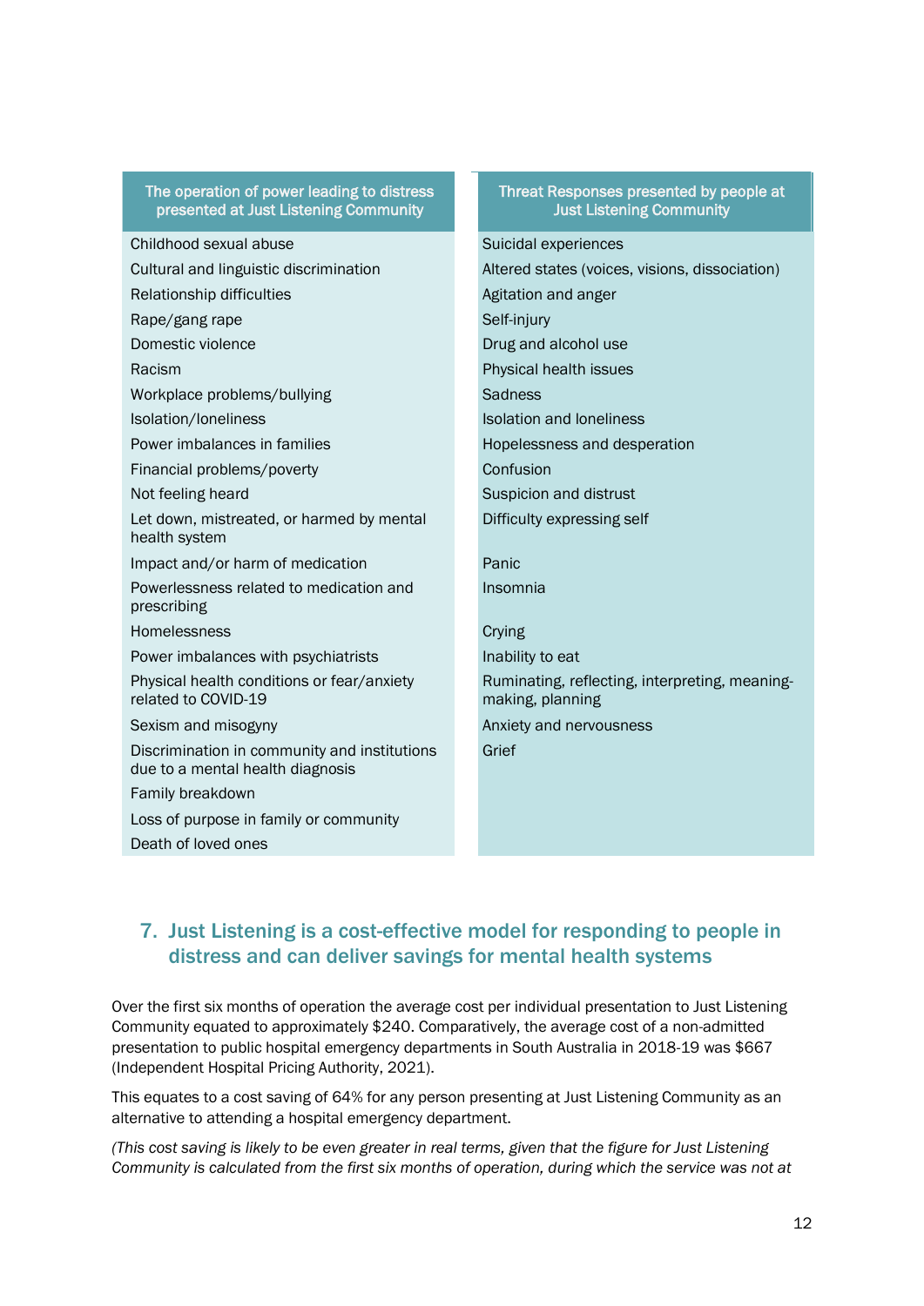| The operation of power leading to distress presented at Just Listening Community | Threat Responses presented by people at Just Listening Community |
|---|---|
| Childhood sexual abuse | Suicidal experiences |
| Cultural and linguistic discrimination | Altered states (voices, visions, dissociation) |
| Relationship difficulties | Agitation and anger |
| Rape/gang rape | Self-injury |
| Domestic violence | Drug and alcohol use |
| Racism | Physical health issues |
| Workplace problems/bullying | Sadness |
| Isolation/loneliness | Isolation and loneliness |
| Power imbalances in families | Hopelessness and desperation |
| Financial problems/poverty | Confusion |
| Not feeling heard | Suspicion and distrust |
| Let down, mistreated, or harmed by mental health system | Difficulty expressing self |
| Impact and/or harm of medication | Panic |
| Powerlessness related to medication and prescribing | Insomnia |
| Homelessness | Crying |
| Power imbalances with psychiatrists | Inability to eat |
| Physical health conditions or fear/anxiety related to COVID-19 | Ruminating, reflecting, interpreting, meaning-making, planning |
| Sexism and misogyny | Anxiety and nervousness |
| Discrimination in community and institutions due to a mental health diagnosis | Grief |
| Family breakdown | |
| Loss of purpose in family or community | |
| Death of loved ones | |

## 7. Just Listening is a cost-effective model for responding to people in distress and can deliver savings for mental health systems

Over the first six months of operation the average cost per individual presentation to Just Listening Community equated to approximately $240. Comparatively, the average cost of a non-admitted presentation to public hospital emergency departments in South Australia in 2018-19 was $667 (Independent Hospital Pricing Authority, 2021).

This equates to a cost saving of 64% for any person presenting at Just Listening Community as an alternative to attending a hospital emergency department.

*(This cost saving is likely to be even greater in real terms, given that the figure for Just Listening Community is calculated from the first six months of operation, during which the service was not at*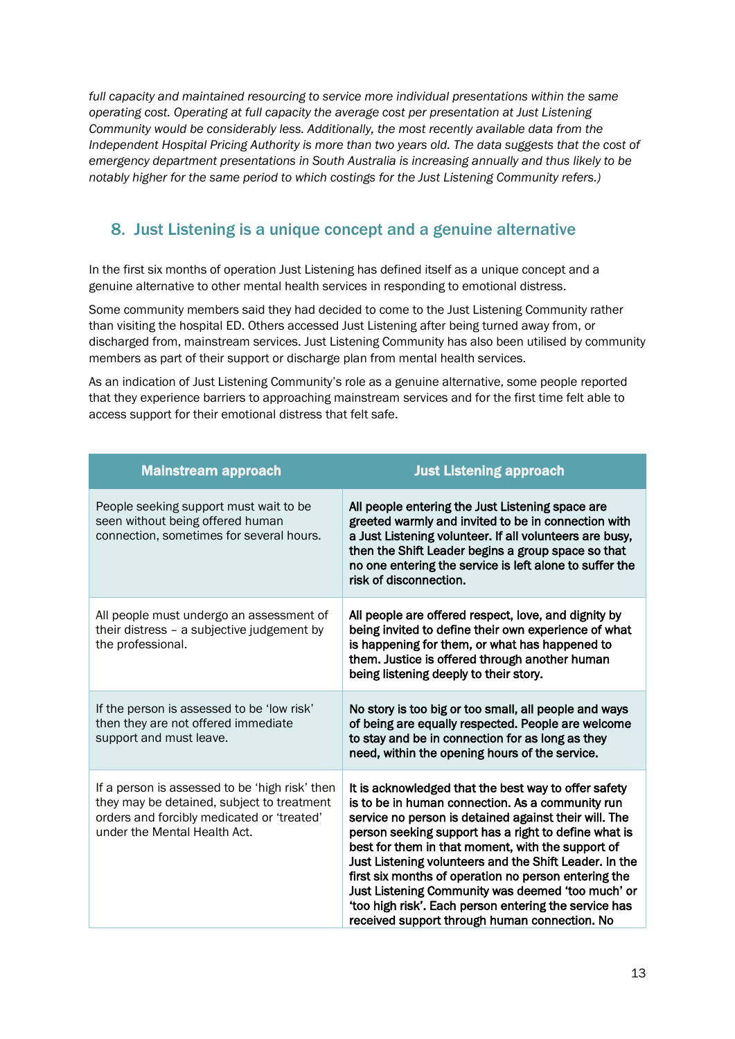*full capacity and maintained resourcing to service more individual presentations within the same operating cost. Operating at full capacity the average cost per presentation at Just Listening Community would be considerably less. Additionally, the most recently available data from the Independent Hospital Pricing Authority is more than two years old. The data suggests that the cost of emergency department presentations in South Australia is increasing annually and thus likely to be notably higher for the same period to which costings for the Just Listening Community refers.)*

## 8. Just Listening is a unique concept and a genuine alternative

In the first six months of operation Just Listening has defined itself as a unique concept and a genuine alternative to other mental health services in responding to emotional distress.

Some community members said they had decided to come to the Just Listening Community rather than visiting the hospital ED. Others accessed Just Listening after being turned away from, or discharged from, mainstream services. Just Listening Community has also been utilised by community members as part of their support or discharge plan from mental health services.

As an indication of Just Listening Community's role as a genuine alternative, some people reported that they experience barriers to approaching mainstream services and for the first time felt able to access support for their emotional distress that felt safe.

| Mainstream approach | Just Listening approach |
| --- | --- |
| People seeking support must wait to be seen without being offered human connection, sometimes for several hours. | All people entering the Just Listening space are greeted warmly and invited to be in connection with a Just Listening volunteer. If all volunteers are busy, then the Shift Leader begins a group space so that no one entering the service is left alone to suffer the risk of disconnection. |
| All people must undergo an assessment of their distress – a subjective judgement by the professional. | All people are offered respect, love, and dignity by being invited to define their own experience of what is happening for them, or what has happened to them. Justice is offered through another human being listening deeply to their story. |
| If the person is assessed to be 'low risk' then they are not offered immediate support and must leave. | No story is too big or too small, all people and ways of being are equally respected. People are welcome to stay and be in connection for as long as they need, within the opening hours of the service. |
| If a person is assessed to be 'high risk' then they may be detained, subject to treatment orders and forcibly medicated or 'treated' under the Mental Health Act. | It is acknowledged that the best way to offer safety is to be in human connection. As a community run service no person is detained against their will. The person seeking support has a right to define what is best for them in that moment, with the support of Just Listening volunteers and the Shift Leader. In the first six months of operation no person entering the Just Listening Community was deemed 'too much' or 'too high risk'. Each person entering the service has received support through human connection. No |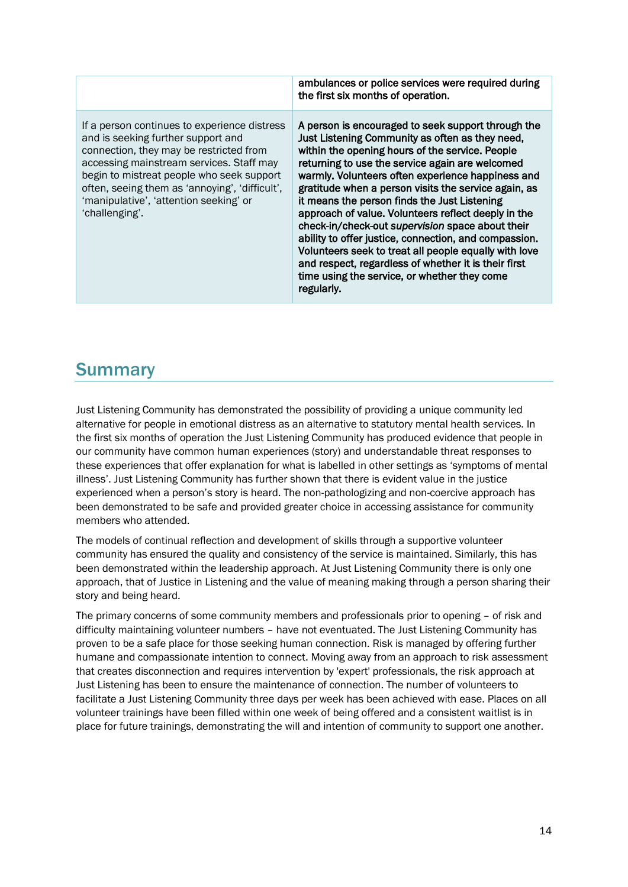| | |
|---|---|
| | **ambulances or police services were required during the first six months of operation.** |
| If a person continues to experience distress and is seeking further support and connection, they may be restricted from accessing mainstream services. Staff may begin to mistreat people who seek support often, seeing them as 'annoying', 'difficult', 'manipulative', 'attention seeking' or 'challenging'. | **A person is encouraged to seek support through the Just Listening Community as often as they need, within the opening hours of the service. People returning to use the service again are welcomed warmly. Volunteers often experience happiness and gratitude when a person visits the service again, as it means the person finds the Just Listening approach of value. Volunteers reflect deeply in the check-in/check-out *supervision* space about their ability to offer justice, connection, and compassion. Volunteers seek to treat all people equally with love and respect, regardless of whether it is their first time using the service, or whether they come regularly.** |

## Summary

Just Listening Community has demonstrated the possibility of providing a unique community led alternative for people in emotional distress as an alternative to statutory mental health services. In the first six months of operation the Just Listening Community has produced evidence that people in our community have common human experiences (story) and understandable threat responses to these experiences that offer explanation for what is labelled in other settings as 'symptoms of mental illness'. Just Listening Community has further shown that there is evident value in the justice experienced when a person's story is heard. The non-pathologizing and non-coercive approach has been demonstrated to be safe and provided greater choice in accessing assistance for community members who attended.

The models of continual reflection and development of skills through a supportive volunteer community has ensured the quality and consistency of the service is maintained. Similarly, this has been demonstrated within the leadership approach. At Just Listening Community there is only one approach, that of Justice in Listening and the value of meaning making through a person sharing their story and being heard.

The primary concerns of some community members and professionals prior to opening – of risk and difficulty maintaining volunteer numbers – have not eventuated. The Just Listening Community has proven to be a safe place for those seeking human connection. Risk is managed by offering further humane and compassionate intention to connect. Moving away from an approach to risk assessment that creates disconnection and requires intervention by 'expert' professionals, the risk approach at Just Listening has been to ensure the maintenance of connection. The number of volunteers to facilitate a Just Listening Community three days per week has been achieved with ease. Places on all volunteer trainings have been filled within one week of being offered and a consistent waitlist is in place for future trainings, demonstrating the will and intention of community to support one another.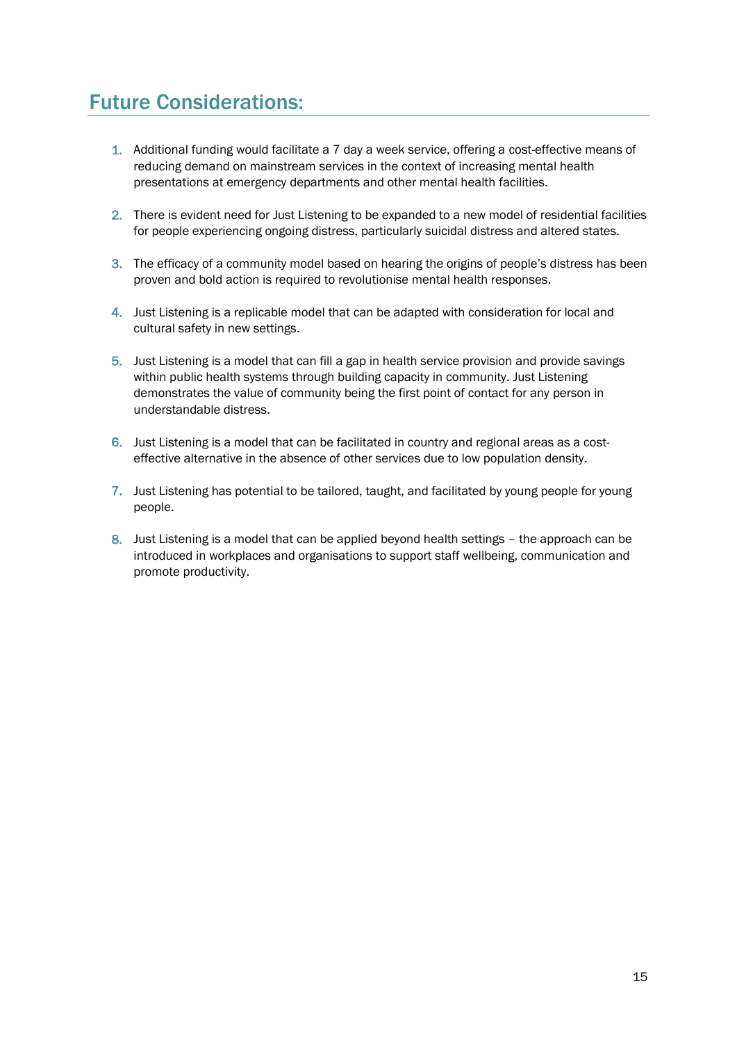## Future Considerations:

1. Additional funding would facilitate a 7 day a week service, offering a cost-effective means of reducing demand on mainstream services in the context of increasing mental health presentations at emergency departments and other mental health facilities.

2. There is evident need for Just Listening to be expanded to a new model of residential facilities for people experiencing ongoing distress, particularly suicidal distress and altered states.

3. The efficacy of a community model based on hearing the origins of people's distress has been proven and bold action is required to revolutionise mental health responses.

4. Just Listening is a replicable model that can be adapted with consideration for local and cultural safety in new settings.

5. Just Listening is a model that can fill a gap in health service provision and provide savings within public health systems through building capacity in community. Just Listening demonstrates the value of community being the first point of contact for any person in understandable distress.

6. Just Listening is a model that can be facilitated in country and regional areas as a cost-effective alternative in the absence of other services due to low population density.

7. Just Listening has potential to be tailored, taught, and facilitated by young people for young people.

8. Just Listening is a model that can be applied beyond health settings – the approach can be introduced in workplaces and organisations to support staff wellbeing, communication and promote productivity.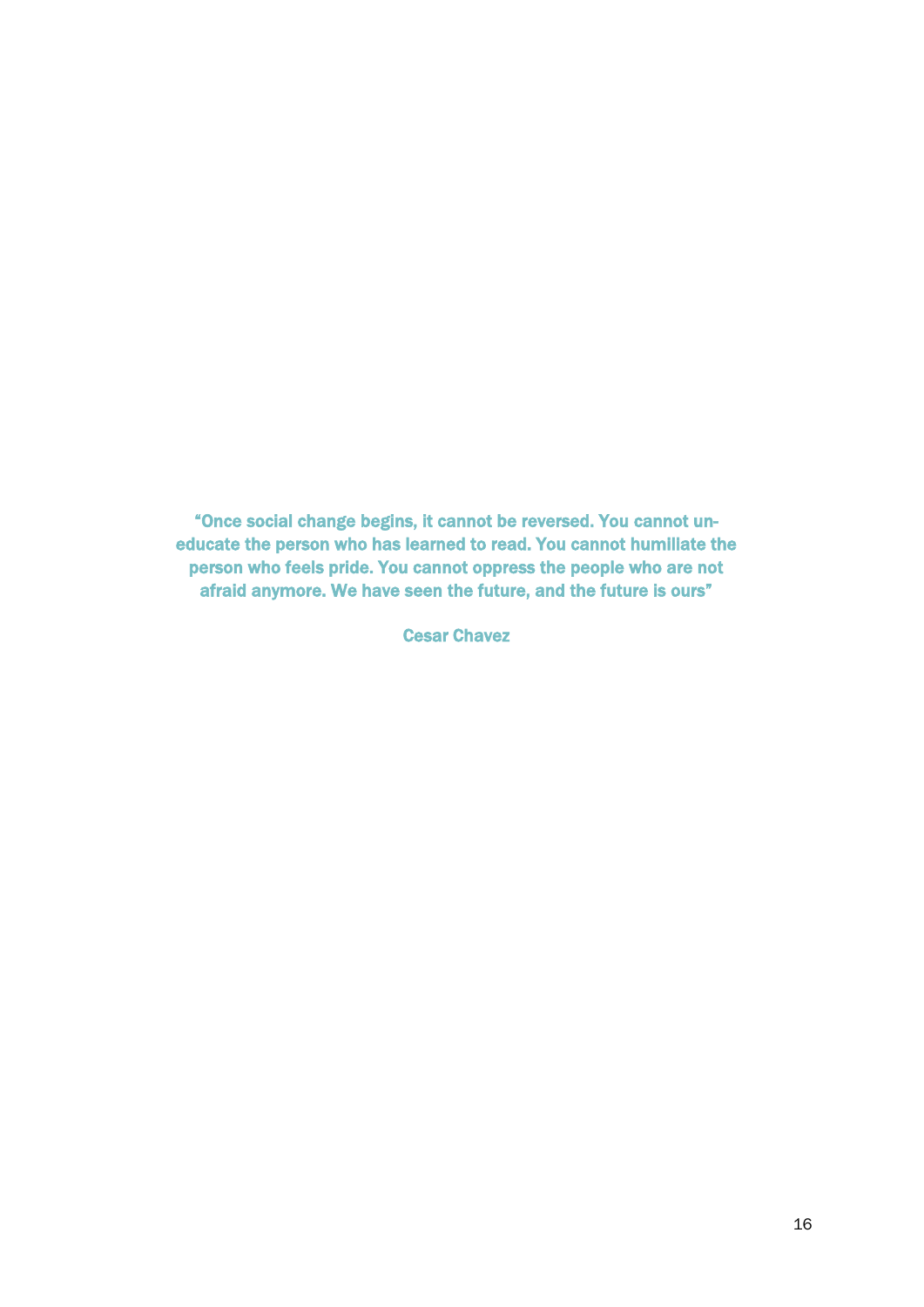**"Once social change begins, it cannot be reversed. You cannot un-educate the person who has learned to read. You cannot humiliate the person who feels pride. You cannot oppress the people who are not afraid anymore. We have seen the future, and the future is ours"**

**Cesar Chavez**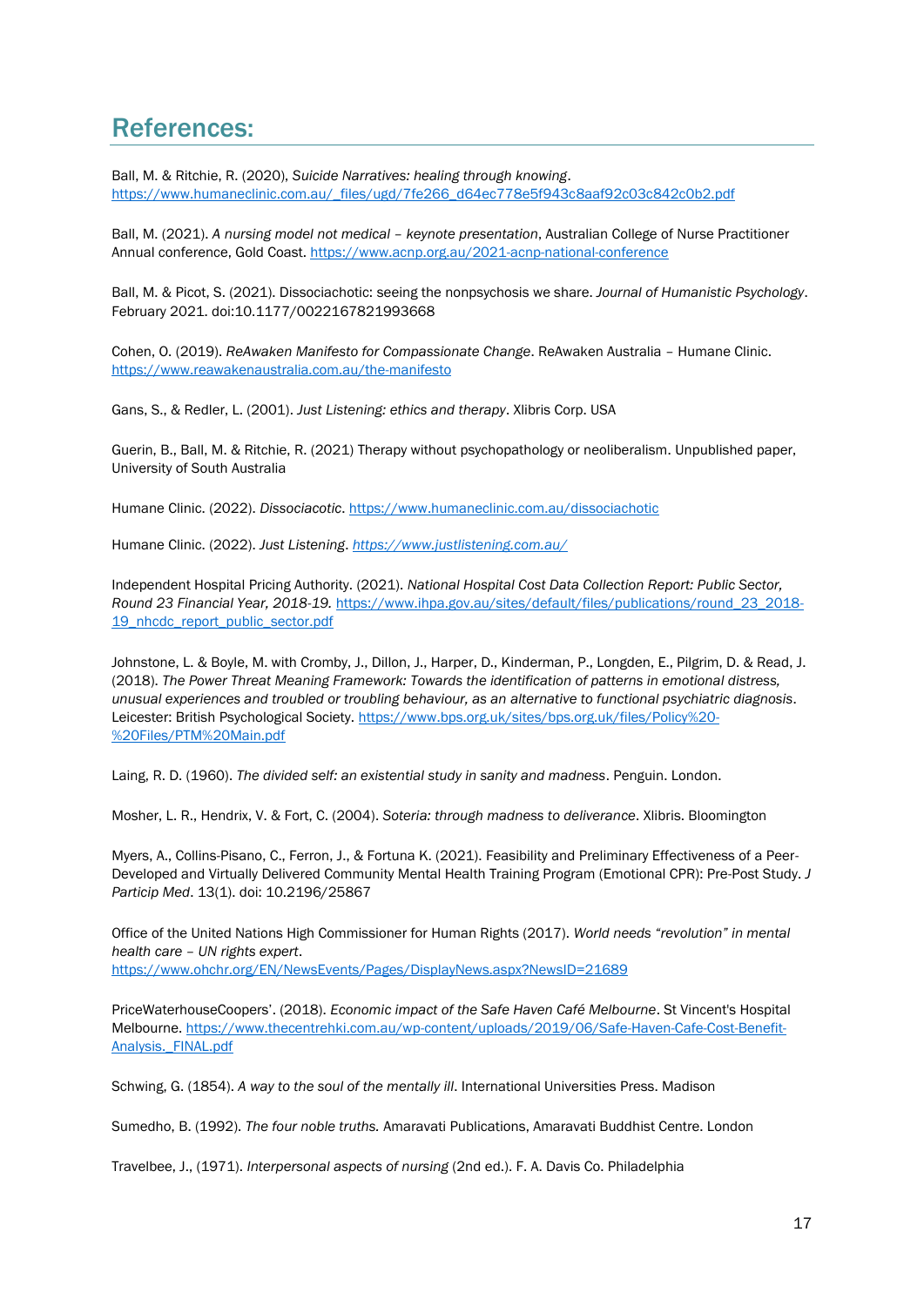## References:

Ball, M. & Ritchie, R. (2020), *Suicide Narratives: healing through knowing*. https://www.humaneclinic.com.au/_files/ugd/7fe266_d64ec778e5f943c8aaf92c03c842c0b2.pdf

Ball, M. (2021). *A nursing model not medical – keynote presentation*, Australian College of Nurse Practitioner Annual conference, Gold Coast. https://www.acnp.org.au/2021-acnp-national-conference

Ball, M. & Picot, S. (2021). Dissociachotic: seeing the nonpsychosis we share. *Journal of Humanistic Psychology*. February 2021. doi:10.1177/0022167821993668

Cohen, O. (2019). *ReAwaken Manifesto for Compassionate Change*. ReAwaken Australia – Humane Clinic. https://www.reawakenaustralia.com.au/the-manifesto

Gans, S., & Redler, L. (2001). *Just Listening: ethics and therapy*. Xlibris Corp. USA

Guerin, B., Ball, M. & Ritchie, R. (2021) Therapy without psychopathology or neoliberalism. Unpublished paper, University of South Australia

Humane Clinic. (2022). *Dissociacotic*. https://www.humaneclinic.com.au/dissociachotic

Humane Clinic. (2022). *Just Listening*. *https://www.justlistening.com.au/*

Independent Hospital Pricing Authority. (2021). *National Hospital Cost Data Collection Report: Public Sector, Round 23 Financial Year, 2018-19.* https://www.ihpa.gov.au/sites/default/files/publications/round_23_2018-19_nhcdc_report_public_sector.pdf

Johnstone, L. & Boyle, M. with Cromby, J., Dillon, J., Harper, D., Kinderman, P., Longden, E., Pilgrim, D. & Read, J. (2018). *The Power Threat Meaning Framework: Towards the identification of patterns in emotional distress, unusual experiences and troubled or troubling behaviour, as an alternative to functional psychiatric diagnosis*. Leicester: British Psychological Society. https://www.bps.org.uk/sites/bps.org.uk/files/Policy%20-%20Files/PTM%20Main.pdf

Laing, R. D. (1960). *The divided self: an existential study in sanity and madness*. Penguin. London.

Mosher, L. R., Hendrix, V. & Fort, C. (2004). *Soteria: through madness to deliverance*. Xlibris. Bloomington

Myers, A., Collins-Pisano, C., Ferron, J., & Fortuna K. (2021). Feasibility and Preliminary Effectiveness of a Peer-Developed and Virtually Delivered Community Mental Health Training Program (Emotional CPR): Pre-Post Study. *J Particip Med*. 13(1). doi: 10.2196/25867

Office of the United Nations High Commissioner for Human Rights (2017). *World needs "revolution" in mental health care – UN rights expert*. https://www.ohchr.org/EN/NewsEvents/Pages/DisplayNews.aspx?NewsID=21689

PriceWaterhouseCoopers'. (2018). *Economic impact of the Safe Haven Café Melbourne*. St Vincent's Hospital Melbourne. https://www.thecentrehki.com.au/wp-content/uploads/2019/06/Safe-Haven-Cafe-Cost-Benefit-Analysis._FINAL.pdf

Schwing, G. (1854). *A way to the soul of the mentally ill*. International Universities Press. Madison

Sumedho, B. (1992). *The four noble truths.* Amaravati Publications, Amaravati Buddhist Centre. London

Travelbee, J., (1971). *Interpersonal aspects of nursing* (2nd ed.). F. A. Davis Co. Philadelphia